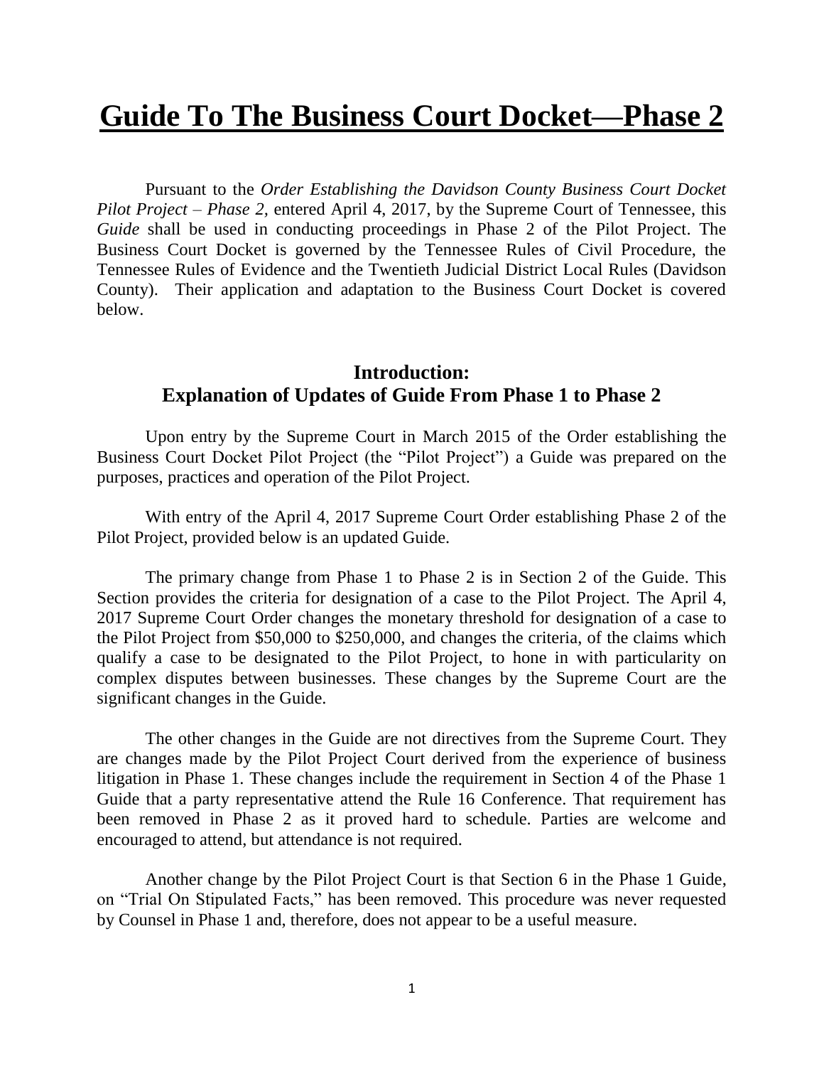# Guide To The Business Court Docket—Phase 2

Pursuant to the *Order Establishing the Davidson County Business Court Docket Pilot Project – Phase 2,* entered April 4, 2017, by the Supreme Court of Tennessee, this *Guide* shall be used in conducting proceedings in Phase 2 of the Pilot Project. The Business Court Docket is governed by the Tennessee Rules of Civil Procedure, the Tennessee Rules of Evidence and the Twentieth Judicial District Local Rules (Davidson County). Their application and adaptation to the Business Court Docket is covered below.

## Introduction:
## Explanation of Updates of Guide From Phase 1 to Phase 2

Upon entry by the Supreme Court in March 2015 of the Order establishing the Business Court Docket Pilot Project (the "Pilot Project") a Guide was prepared on the purposes, practices and operation of the Pilot Project.

With entry of the April 4, 2017 Supreme Court Order establishing Phase 2 of the Pilot Project, provided below is an updated Guide.

The primary change from Phase 1 to Phase 2 is in Section 2 of the Guide. This Section provides the criteria for designation of a case to the Pilot Project. The April 4, 2017 Supreme Court Order changes the monetary threshold for designation of a case to the Pilot Project from $50,000 to $250,000, and changes the criteria, of the claims which qualify a case to be designated to the Pilot Project, to hone in with particularity on complex disputes between businesses. These changes by the Supreme Court are the significant changes in the Guide.

The other changes in the Guide are not directives from the Supreme Court. They are changes made by the Pilot Project Court derived from the experience of business litigation in Phase 1. These changes include the requirement in Section 4 of the Phase 1 Guide that a party representative attend the Rule 16 Conference. That requirement has been removed in Phase 2 as it proved hard to schedule. Parties are welcome and encouraged to attend, but attendance is not required.

Another change by the Pilot Project Court is that Section 6 in the Phase 1 Guide, on "Trial On Stipulated Facts," has been removed. This procedure was never requested by Counsel in Phase 1 and, therefore, does not appear to be a useful measure.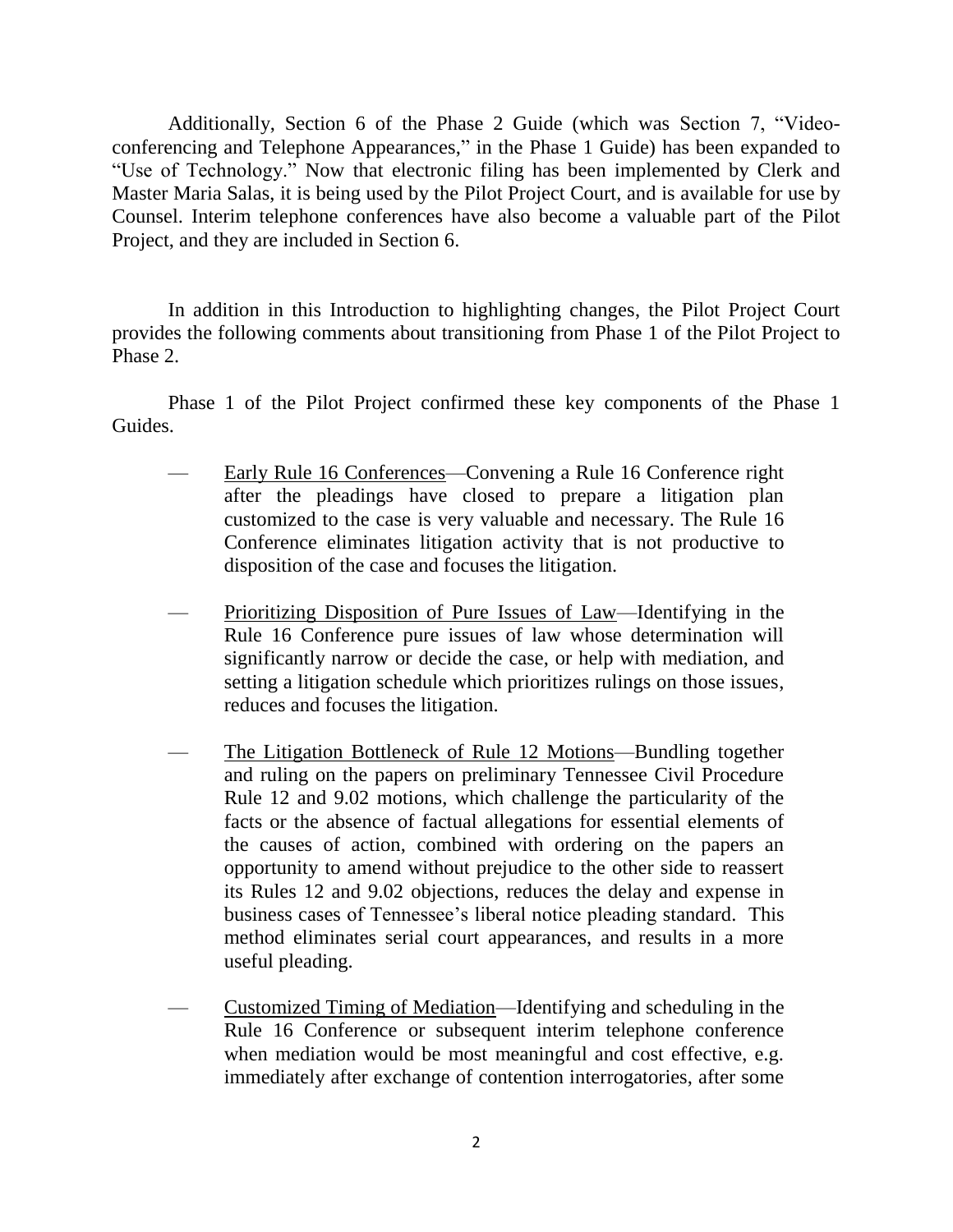Additionally, Section 6 of the Phase 2 Guide (which was Section 7, "Video-conferencing and Telephone Appearances," in the Phase 1 Guide) has been expanded to "Use of Technology." Now that electronic filing has been implemented by Clerk and Master Maria Salas, it is being used by the Pilot Project Court, and is available for use by Counsel. Interim telephone conferences have also become a valuable part of the Pilot Project, and they are included in Section 6.

In addition in this Introduction to highlighting changes, the Pilot Project Court provides the following comments about transitioning from Phase 1 of the Pilot Project to Phase 2.

Phase 1 of the Pilot Project confirmed these key components of the Phase 1 Guides.

- <u>Early Rule 16 Conferences</u>—Convening a Rule 16 Conference right after the pleadings have closed to prepare a litigation plan customized to the case is very valuable and necessary. The Rule 16 Conference eliminates litigation activity that is not productive to disposition of the case and focuses the litigation.

- <u>Prioritizing Disposition of Pure Issues of Law</u>—Identifying in the Rule 16 Conference pure issues of law whose determination will significantly narrow or decide the case, or help with mediation, and setting a litigation schedule which prioritizes rulings on those issues, reduces and focuses the litigation.

- <u>The Litigation Bottleneck of Rule 12 Motions</u>—Bundling together and ruling on the papers on preliminary Tennessee Civil Procedure Rule 12 and 9.02 motions, which challenge the particularity of the facts or the absence of factual allegations for essential elements of the causes of action, combined with ordering on the papers an opportunity to amend without prejudice to the other side to reassert its Rules 12 and 9.02 objections, reduces the delay and expense in business cases of Tennessee's liberal notice pleading standard. This method eliminates serial court appearances, and results in a more useful pleading.

- <u>Customized Timing of Mediation</u>—Identifying and scheduling in the Rule 16 Conference or subsequent interim telephone conference when mediation would be most meaningful and cost effective, e.g. immediately after exchange of contention interrogatories, after some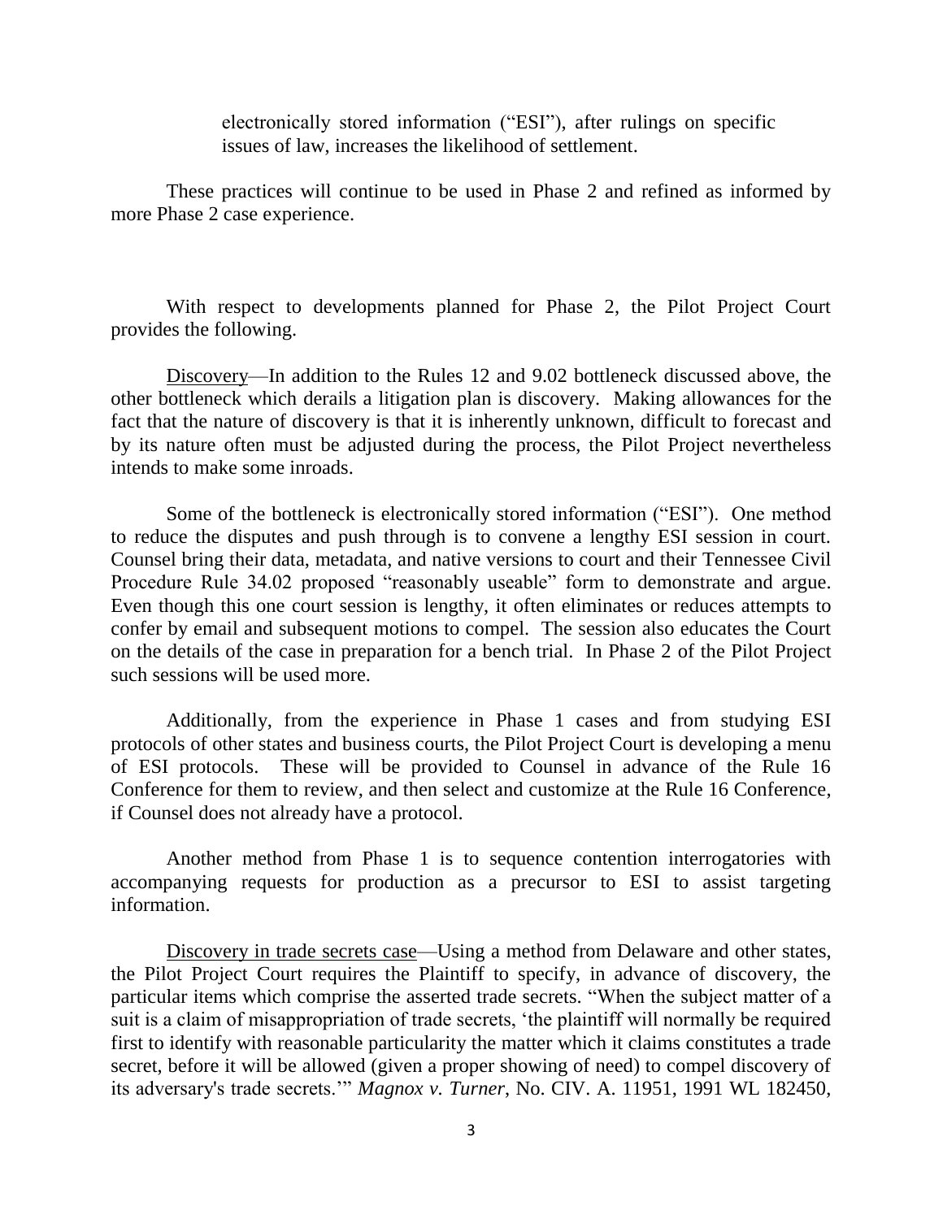> electronically stored information ("ESI"), after rulings on specific issues of law, increases the likelihood of settlement.

These practices will continue to be used in Phase 2 and refined as informed by more Phase 2 case experience.

With respect to developments planned for Phase 2, the Pilot Project Court provides the following.

Discovery—In addition to the Rules 12 and 9.02 bottleneck discussed above, the other bottleneck which derails a litigation plan is discovery. Making allowances for the fact that the nature of discovery is that it is inherently unknown, difficult to forecast and by its nature often must be adjusted during the process, the Pilot Project nevertheless intends to make some inroads.

Some of the bottleneck is electronically stored information ("ESI"). One method to reduce the disputes and push through is to convene a lengthy ESI session in court. Counsel bring their data, metadata, and native versions to court and their Tennessee Civil Procedure Rule 34.02 proposed "reasonably useable" form to demonstrate and argue. Even though this one court session is lengthy, it often eliminates or reduces attempts to confer by email and subsequent motions to compel. The session also educates the Court on the details of the case in preparation for a bench trial. In Phase 2 of the Pilot Project such sessions will be used more.

Additionally, from the experience in Phase 1 cases and from studying ESI protocols of other states and business courts, the Pilot Project Court is developing a menu of ESI protocols. These will be provided to Counsel in advance of the Rule 16 Conference for them to review, and then select and customize at the Rule 16 Conference, if Counsel does not already have a protocol.

Another method from Phase 1 is to sequence contention interrogatories with accompanying requests for production as a precursor to ESI to assist targeting information.

Discovery in trade secrets case—Using a method from Delaware and other states, the Pilot Project Court requires the Plaintiff to specify, in advance of discovery, the particular items which comprise the asserted trade secrets. "When the subject matter of a suit is a claim of misappropriation of trade secrets, 'the plaintiff will normally be required first to identify with reasonable particularity the matter which it claims constitutes a trade secret, before it will be allowed (given a proper showing of need) to compel discovery of its adversary's trade secrets.'" *Magnox v. Turner*, No. CIV. A. 11951, 1991 WL 182450,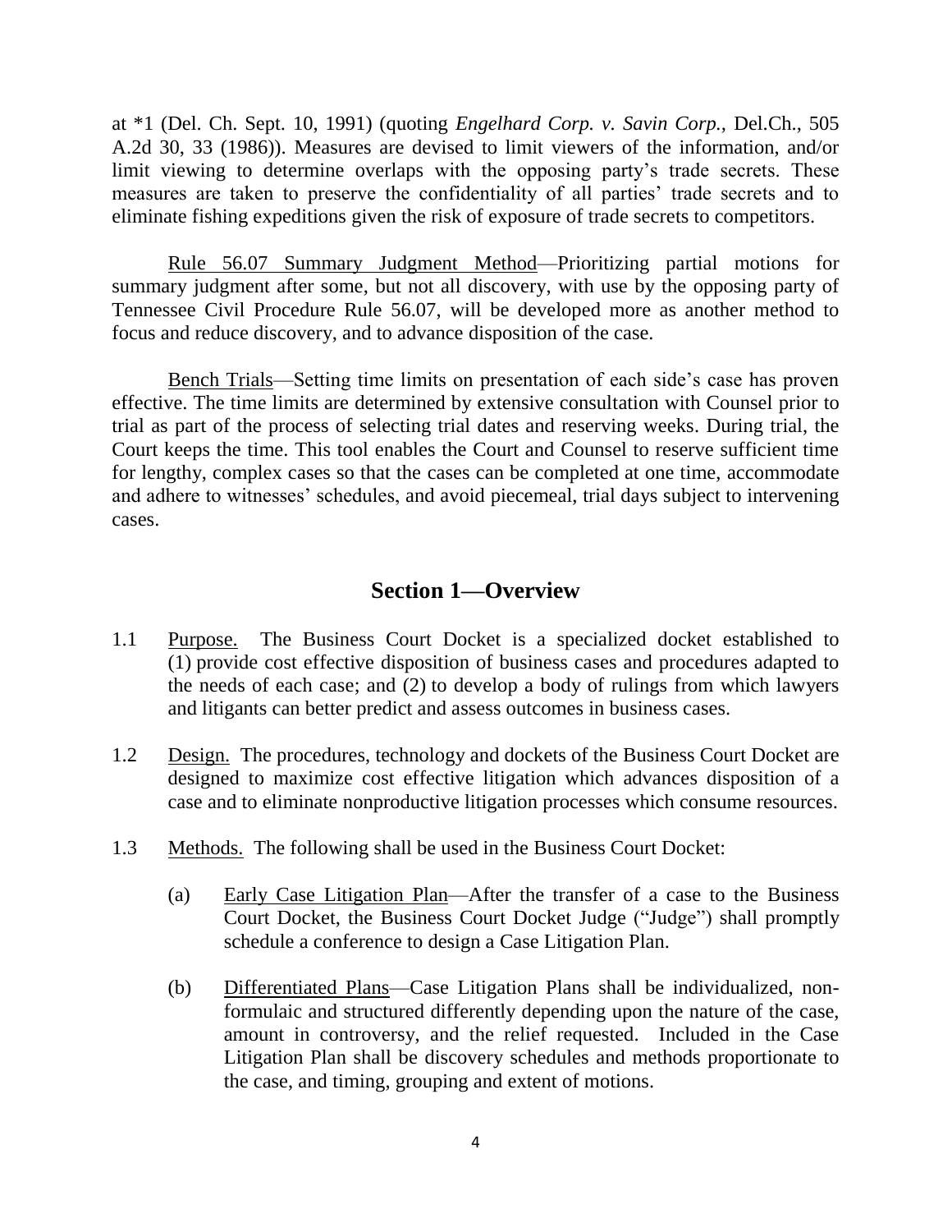at *1 (Del. Ch. Sept. 10, 1991) (quoting *Engelhard Corp. v. Savin Corp.*, Del.Ch., 505 A.2d 30, 33 (1986)). Measures are devised to limit viewers of the information, and/or limit viewing to determine overlaps with the opposing party's trade secrets. These measures are taken to preserve the confidentiality of all parties' trade secrets and to eliminate fishing expeditions given the risk of exposure of trade secrets to competitors.

<u>Rule 56.07 Summary Judgment Method</u>—Prioritizing partial motions for summary judgment after some, but not all discovery, with use by the opposing party of Tennessee Civil Procedure Rule 56.07, will be developed more as another method to focus and reduce discovery, and to advance disposition of the case.

<u>Bench Trials</u>—Setting time limits on presentation of each side's case has proven effective. The time limits are determined by extensive consultation with Counsel prior to trial as part of the process of selecting trial dates and reserving weeks. During trial, the Court keeps the time. This tool enables the Court and Counsel to reserve sufficient time for lengthy, complex cases so that the cases can be completed at one time, accommodate and adhere to witnesses' schedules, and avoid piecemeal, trial days subject to intervening cases.

## Section 1—Overview

1.1 <u>Purpose.</u> The Business Court Docket is a specialized docket established to (1) provide cost effective disposition of business cases and procedures adapted to the needs of each case; and (2) to develop a body of rulings from which lawyers and litigants can better predict and assess outcomes in business cases.

1.2 <u>Design.</u> The procedures, technology and dockets of the Business Court Docket are designed to maximize cost effective litigation which advances disposition of a case and to eliminate nonproductive litigation processes which consume resources.

1.3 <u>Methods.</u> The following shall be used in the Business Court Docket:

(a) <u>Early Case Litigation Plan</u>—After the transfer of a case to the Business Court Docket, the Business Court Docket Judge ("Judge") shall promptly schedule a conference to design a Case Litigation Plan.

(b) <u>Differentiated Plans</u>—Case Litigation Plans shall be individualized, non-formulaic and structured differently depending upon the nature of the case, amount in controversy, and the relief requested. Included in the Case Litigation Plan shall be discovery schedules and methods proportionate to the case, and timing, grouping and extent of motions.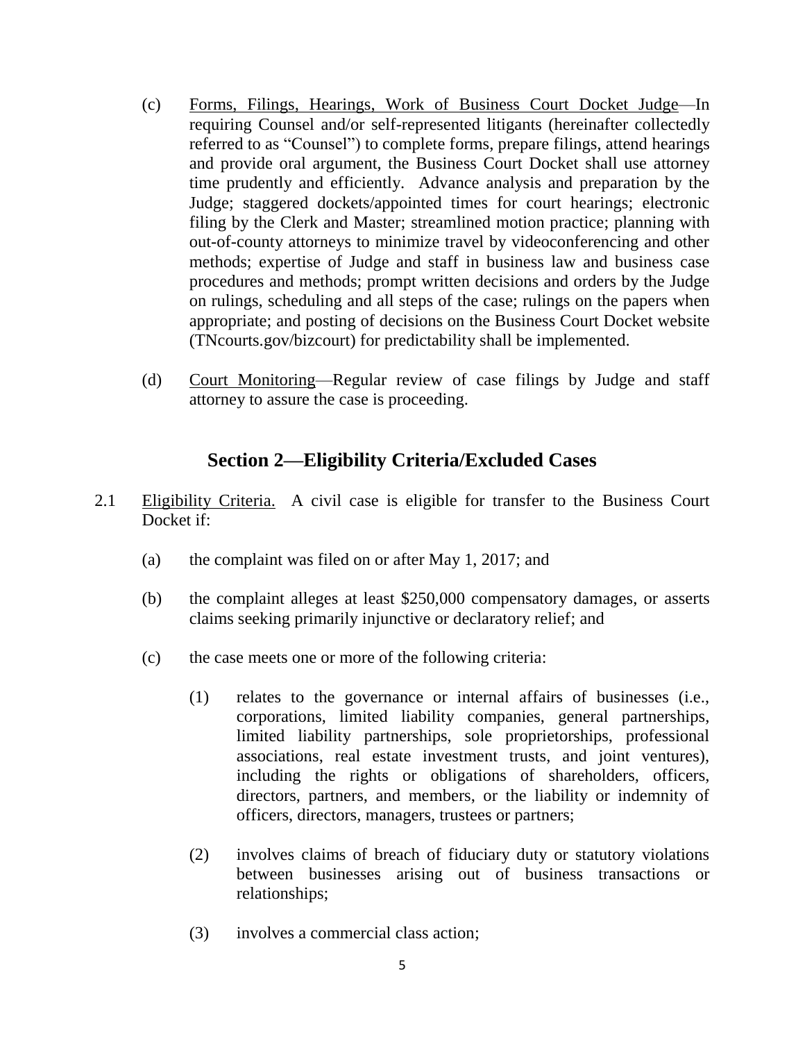(c) Forms, Filings, Hearings, Work of Business Court Docket Judge—In requiring Counsel and/or self-represented litigants (hereinafter collectedly referred to as "Counsel") to complete forms, prepare filings, attend hearings and provide oral argument, the Business Court Docket shall use attorney time prudently and efficiently. Advance analysis and preparation by the Judge; staggered dockets/appointed times for court hearings; electronic filing by the Clerk and Master; streamlined motion practice; planning with out-of-county attorneys to minimize travel by videoconferencing and other methods; expertise of Judge and staff in business law and business case procedures and methods; prompt written decisions and orders by the Judge on rulings, scheduling and all steps of the case; rulings on the papers when appropriate; and posting of decisions on the Business Court Docket website (TNcourts.gov/bizcourt) for predictability shall be implemented.

(d) Court Monitoring—Regular review of case filings by Judge and staff attorney to assure the case is proceeding.

## Section 2—Eligibility Criteria/Excluded Cases

2.1 Eligibility Criteria. A civil case is eligible for transfer to the Business Court Docket if:

(a) the complaint was filed on or after May 1, 2017; and

(b) the complaint alleges at least $250,000 compensatory damages, or asserts claims seeking primarily injunctive or declaratory relief; and

(c) the case meets one or more of the following criteria:

(1) relates to the governance or internal affairs of businesses (i.e., corporations, limited liability companies, general partnerships, limited liability partnerships, sole proprietorships, professional associations, real estate investment trusts, and joint ventures), including the rights or obligations of shareholders, officers, directors, partners, and members, or the liability or indemnity of officers, directors, managers, trustees or partners;

(2) involves claims of breach of fiduciary duty or statutory violations between businesses arising out of business transactions or relationships;

(3) involves a commercial class action;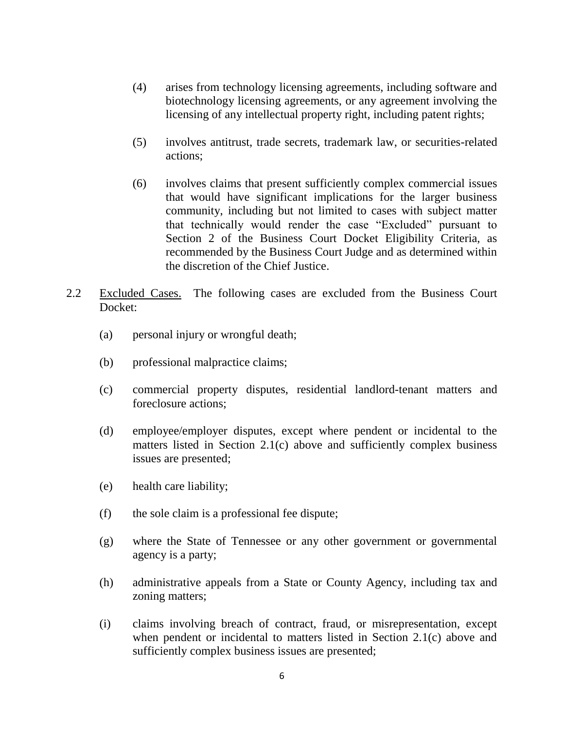(4) arises from technology licensing agreements, including software and biotechnology licensing agreements, or any agreement involving the licensing of any intellectual property right, including patent rights;

(5) involves antitrust, trade secrets, trademark law, or securities-related actions;

(6) involves claims that present sufficiently complex commercial issues that would have significant implications for the larger business community, including but not limited to cases with subject matter that technically would render the case "Excluded" pursuant to Section 2 of the Business Court Docket Eligibility Criteria, as recommended by the Business Court Judge and as determined within the discretion of the Chief Justice.

2.2 Excluded Cases. The following cases are excluded from the Business Court Docket:

(a) personal injury or wrongful death;

(b) professional malpractice claims;

(c) commercial property disputes, residential landlord-tenant matters and foreclosure actions;

(d) employee/employer disputes, except where pendent or incidental to the matters listed in Section 2.1(c) above and sufficiently complex business issues are presented;

(e) health care liability;

(f) the sole claim is a professional fee dispute;

(g) where the State of Tennessee or any other government or governmental agency is a party;

(h) administrative appeals from a State or County Agency, including tax and zoning matters;

(i) claims involving breach of contract, fraud, or misrepresentation, except when pendent or incidental to matters listed in Section 2.1(c) above and sufficiently complex business issues are presented;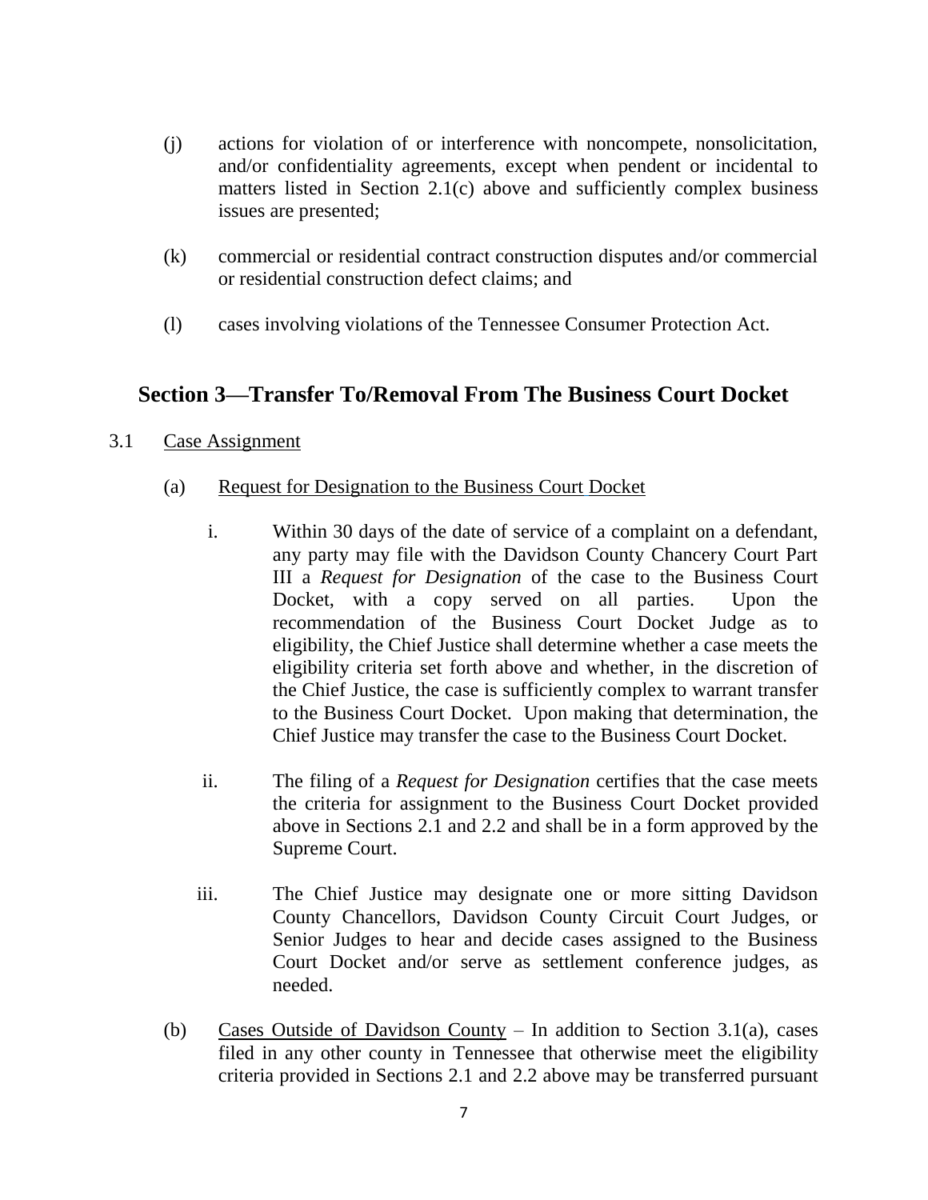(j) actions for violation of or interference with noncompete, nonsolicitation, and/or confidentiality agreements, except when pendent or incidental to matters listed in Section 2.1(c) above and sufficiently complex business issues are presented;

(k) commercial or residential contract construction disputes and/or commercial or residential construction defect claims; and

(l) cases involving violations of the Tennessee Consumer Protection Act.

## Section 3—Transfer To/Removal From The Business Court Docket

3.1 Case Assignment

(a) Request for Designation to the Business Court Docket

i. Within 30 days of the date of service of a complaint on a defendant, any party may file with the Davidson County Chancery Court Part III a *Request for Designation* of the case to the Business Court Docket, with a copy served on all parties. Upon the recommendation of the Business Court Docket Judge as to eligibility, the Chief Justice shall determine whether a case meets the eligibility criteria set forth above and whether, in the discretion of the Chief Justice, the case is sufficiently complex to warrant transfer to the Business Court Docket. Upon making that determination, the Chief Justice may transfer the case to the Business Court Docket.

ii. The filing of a *Request for Designation* certifies that the case meets the criteria for assignment to the Business Court Docket provided above in Sections 2.1 and 2.2 and shall be in a form approved by the Supreme Court.

iii. The Chief Justice may designate one or more sitting Davidson County Chancellors, Davidson County Circuit Court Judges, or Senior Judges to hear and decide cases assigned to the Business Court Docket and/or serve as settlement conference judges, as needed.

(b) Cases Outside of Davidson County – In addition to Section 3.1(a), cases filed in any other county in Tennessee that otherwise meet the eligibility criteria provided in Sections 2.1 and 2.2 above may be transferred pursuant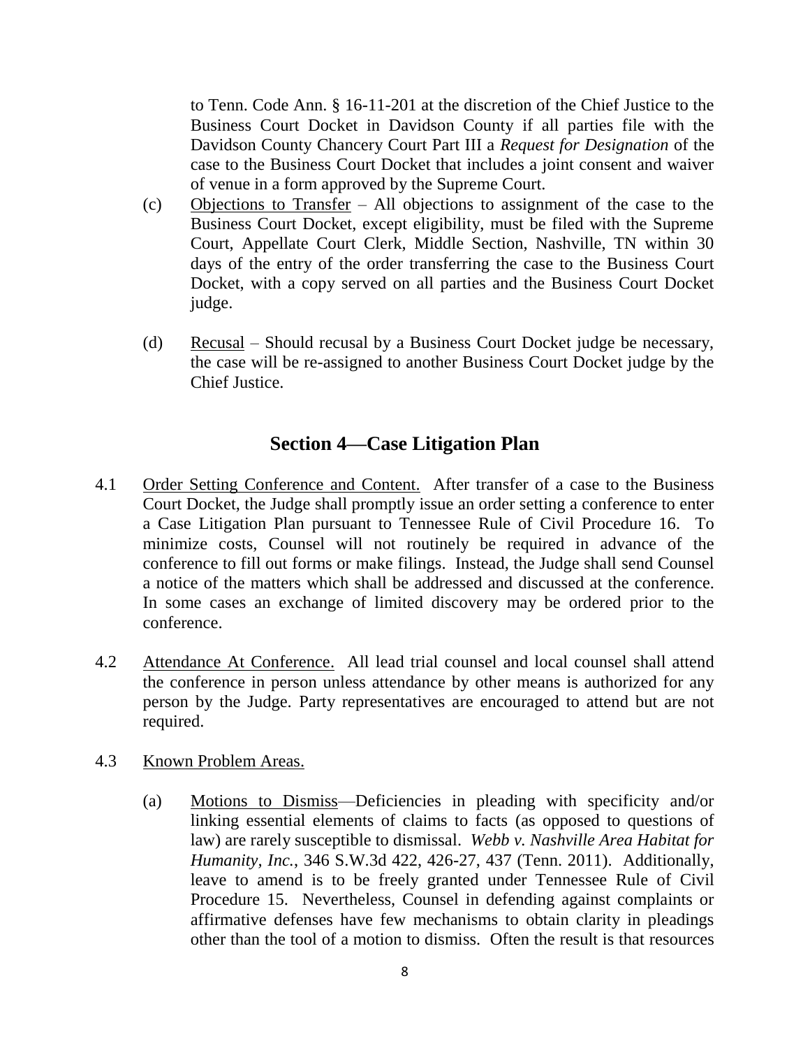to Tenn. Code Ann. § 16-11-201 at the discretion of the Chief Justice to the Business Court Docket in Davidson County if all parties file with the Davidson County Chancery Court Part III a *Request for Designation* of the case to the Business Court Docket that includes a joint consent and waiver of venue in a form approved by the Supreme Court.

(c) Objections to Transfer – All objections to assignment of the case to the Business Court Docket, except eligibility, must be filed with the Supreme Court, Appellate Court Clerk, Middle Section, Nashville, TN within 30 days of the entry of the order transferring the case to the Business Court Docket, with a copy served on all parties and the Business Court Docket judge.

(d) Recusal – Should recusal by a Business Court Docket judge be necessary, the case will be re-assigned to another Business Court Docket judge by the Chief Justice.

## Section 4—Case Litigation Plan

4.1 Order Setting Conference and Content. After transfer of a case to the Business Court Docket, the Judge shall promptly issue an order setting a conference to enter a Case Litigation Plan pursuant to Tennessee Rule of Civil Procedure 16. To minimize costs, Counsel will not routinely be required in advance of the conference to fill out forms or make filings. Instead, the Judge shall send Counsel a notice of the matters which shall be addressed and discussed at the conference. In some cases an exchange of limited discovery may be ordered prior to the conference.

4.2 Attendance At Conference. All lead trial counsel and local counsel shall attend the conference in person unless attendance by other means is authorized for any person by the Judge. Party representatives are encouraged to attend but are not required.

4.3 Known Problem Areas.

(a) Motions to Dismiss—Deficiencies in pleading with specificity and/or linking essential elements of claims to facts (as opposed to questions of law) are rarely susceptible to dismissal. *Webb v. Nashville Area Habitat for Humanity, Inc.*, 346 S.W.3d 422, 426-27, 437 (Tenn. 2011). Additionally, leave to amend is to be freely granted under Tennessee Rule of Civil Procedure 15. Nevertheless, Counsel in defending against complaints or affirmative defenses have few mechanisms to obtain clarity in pleadings other than the tool of a motion to dismiss. Often the result is that resources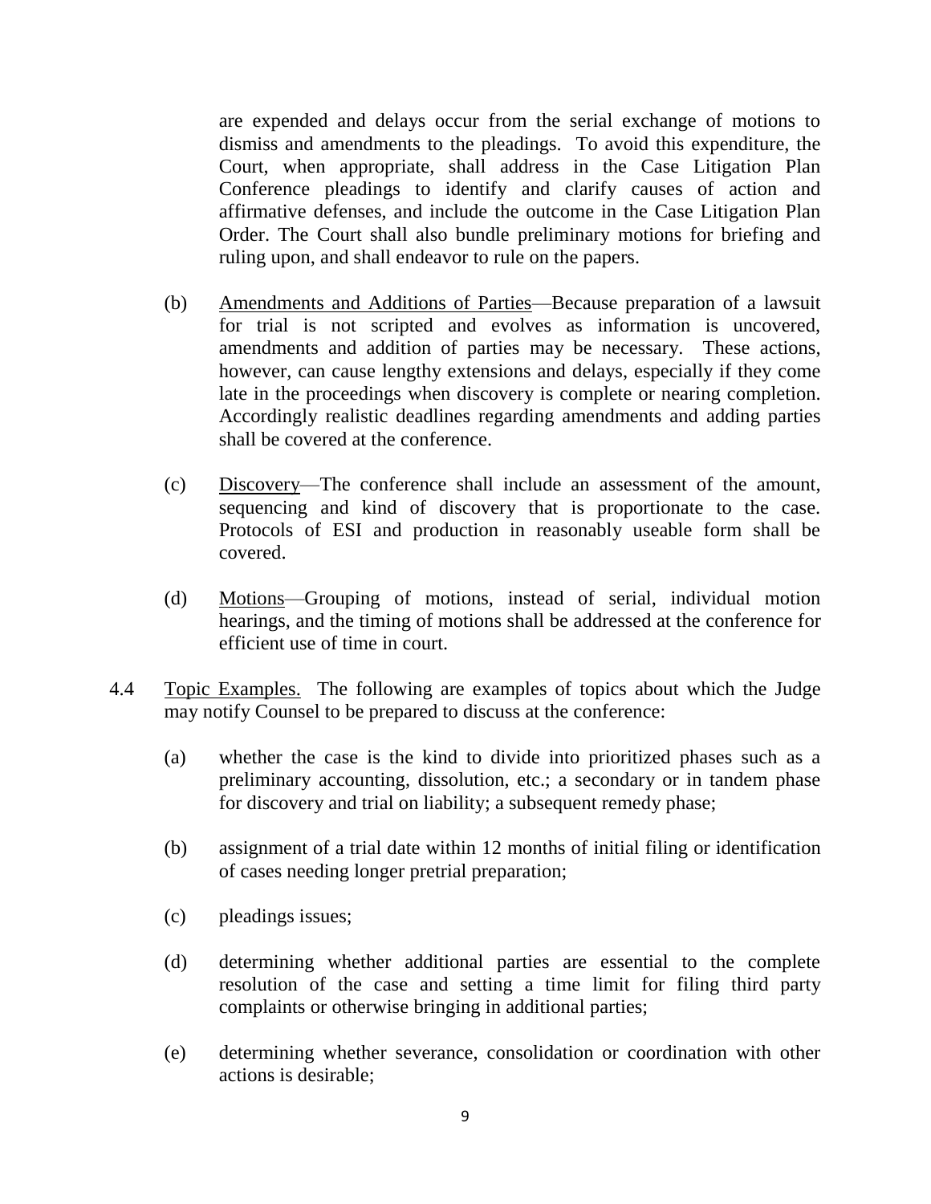are expended and delays occur from the serial exchange of motions to dismiss and amendments to the pleadings. To avoid this expenditure, the Court, when appropriate, shall address in the Case Litigation Plan Conference pleadings to identify and clarify causes of action and affirmative defenses, and include the outcome in the Case Litigation Plan Order. The Court shall also bundle preliminary motions for briefing and ruling upon, and shall endeavor to rule on the papers.

(b) Amendments and Additions of Parties—Because preparation of a lawsuit for trial is not scripted and evolves as information is uncovered, amendments and addition of parties may be necessary. These actions, however, can cause lengthy extensions and delays, especially if they come late in the proceedings when discovery is complete or nearing completion. Accordingly realistic deadlines regarding amendments and adding parties shall be covered at the conference.

(c) Discovery—The conference shall include an assessment of the amount, sequencing and kind of discovery that is proportionate to the case. Protocols of ESI and production in reasonably useable form shall be covered.

(d) Motions—Grouping of motions, instead of serial, individual motion hearings, and the timing of motions shall be addressed at the conference for efficient use of time in court.

4.4 Topic Examples. The following are examples of topics about which the Judge may notify Counsel to be prepared to discuss at the conference:

(a) whether the case is the kind to divide into prioritized phases such as a preliminary accounting, dissolution, etc.; a secondary or in tandem phase for discovery and trial on liability; a subsequent remedy phase;

(b) assignment of a trial date within 12 months of initial filing or identification of cases needing longer pretrial preparation;

(c) pleadings issues;

(d) determining whether additional parties are essential to the complete resolution of the case and setting a time limit for filing third party complaints or otherwise bringing in additional parties;

(e) determining whether severance, consolidation or coordination with other actions is desirable;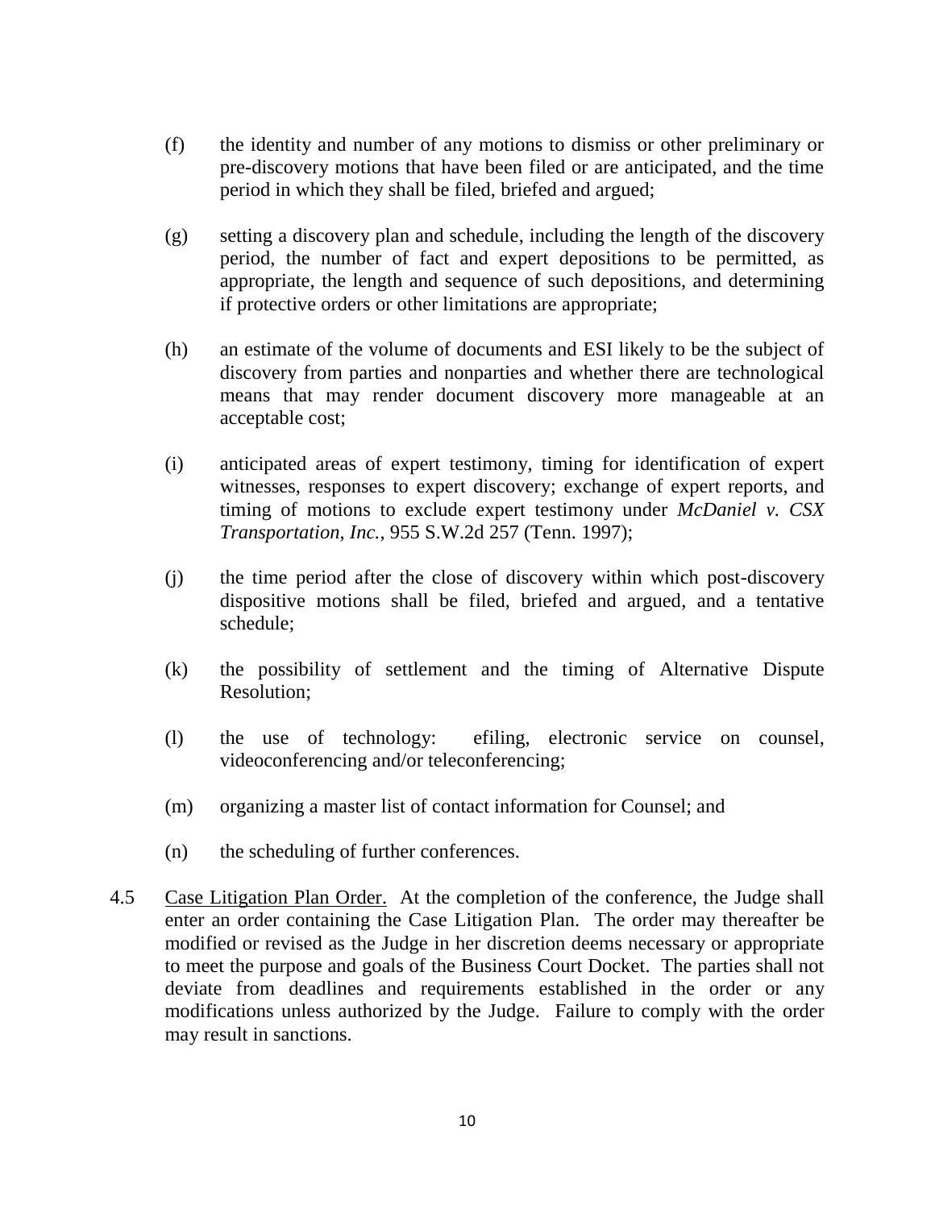(f) the identity and number of any motions to dismiss or other preliminary or pre-discovery motions that have been filed or are anticipated, and the time period in which they shall be filed, briefed and argued;

(g) setting a discovery plan and schedule, including the length of the discovery period, the number of fact and expert depositions to be permitted, as appropriate, the length and sequence of such depositions, and determining if protective orders or other limitations are appropriate;

(h) an estimate of the volume of documents and ESI likely to be the subject of discovery from parties and nonparties and whether there are technological means that may render document discovery more manageable at an acceptable cost;

(i) anticipated areas of expert testimony, timing for identification of expert witnesses, responses to expert discovery; exchange of expert reports, and timing of motions to exclude expert testimony under *McDaniel v. CSX Transportation, Inc.*, 955 S.W.2d 257 (Tenn. 1997);

(j) the time period after the close of discovery within which post-discovery dispositive motions shall be filed, briefed and argued, and a tentative schedule;

(k) the possibility of settlement and the timing of Alternative Dispute Resolution;

(l) the use of technology: efiling, electronic service on counsel, videoconferencing and/or teleconferencing;

(m) organizing a master list of contact information for Counsel; and

(n) the scheduling of further conferences.

4.5 Case Litigation Plan Order. At the completion of the conference, the Judge shall enter an order containing the Case Litigation Plan. The order may thereafter be modified or revised as the Judge in her discretion deems necessary or appropriate to meet the purpose and goals of the Business Court Docket. The parties shall not deviate from deadlines and requirements established in the order or any modifications unless authorized by the Judge. Failure to comply with the order may result in sanctions.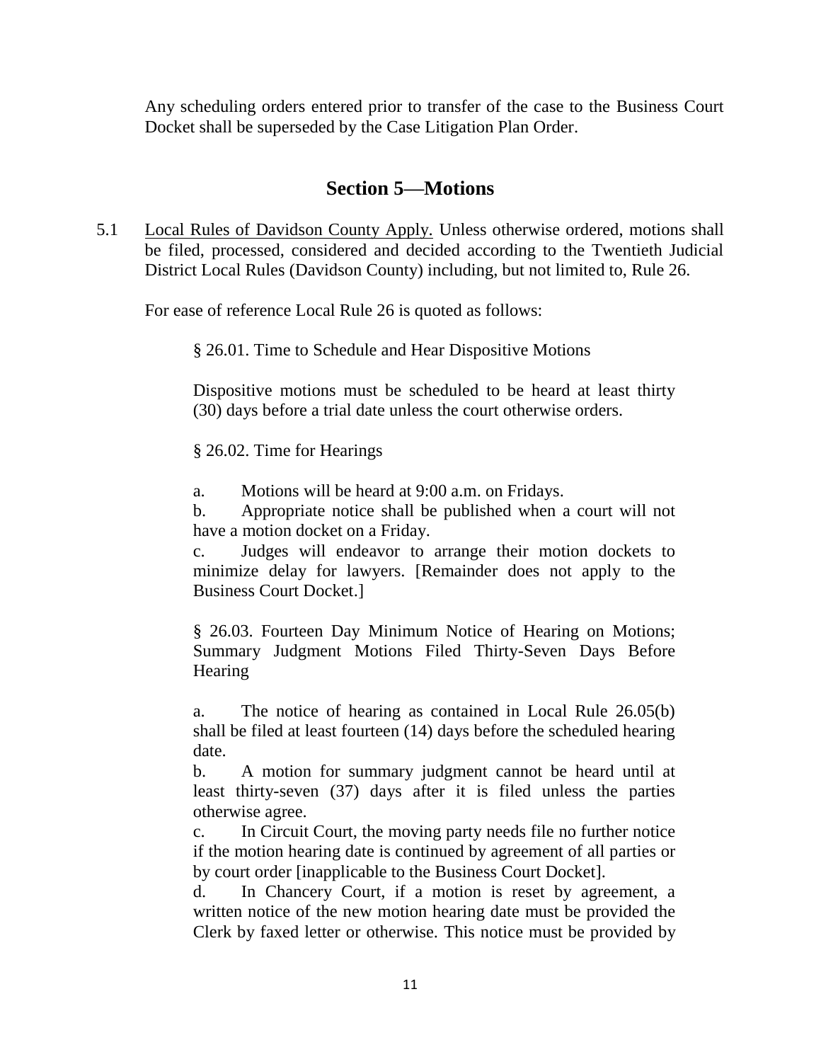Any scheduling orders entered prior to transfer of the case to the Business Court Docket shall be superseded by the Case Litigation Plan Order.

## Section 5—Motions

5.1 Local Rules of Davidson County Apply. Unless otherwise ordered, motions shall be filed, processed, considered and decided according to the Twentieth Judicial District Local Rules (Davidson County) including, but not limited to, Rule 26.

For ease of reference Local Rule 26 is quoted as follows:

> § 26.01. Time to Schedule and Hear Dispositive Motions
>
> Dispositive motions must be scheduled to be heard at least thirty (30) days before a trial date unless the court otherwise orders.
>
> § 26.02. Time for Hearings
>
> a. Motions will be heard at 9:00 a.m. on Fridays.
>
> b. Appropriate notice shall be published when a court will not have a motion docket on a Friday.
>
> c. Judges will endeavor to arrange their motion dockets to minimize delay for lawyers. [Remainder does not apply to the Business Court Docket.]
>
> § 26.03. Fourteen Day Minimum Notice of Hearing on Motions; Summary Judgment Motions Filed Thirty-Seven Days Before Hearing
>
> a. The notice of hearing as contained in Local Rule 26.05(b) shall be filed at least fourteen (14) days before the scheduled hearing date.
>
> b. A motion for summary judgment cannot be heard until at least thirty-seven (37) days after it is filed unless the parties otherwise agree.
>
> c. In Circuit Court, the moving party needs file no further notice if the motion hearing date is continued by agreement of all parties or by court order [inapplicable to the Business Court Docket].
>
> d. In Chancery Court, if a motion is reset by agreement, a written notice of the new motion hearing date must be provided the Clerk by faxed letter or otherwise. This notice must be provided by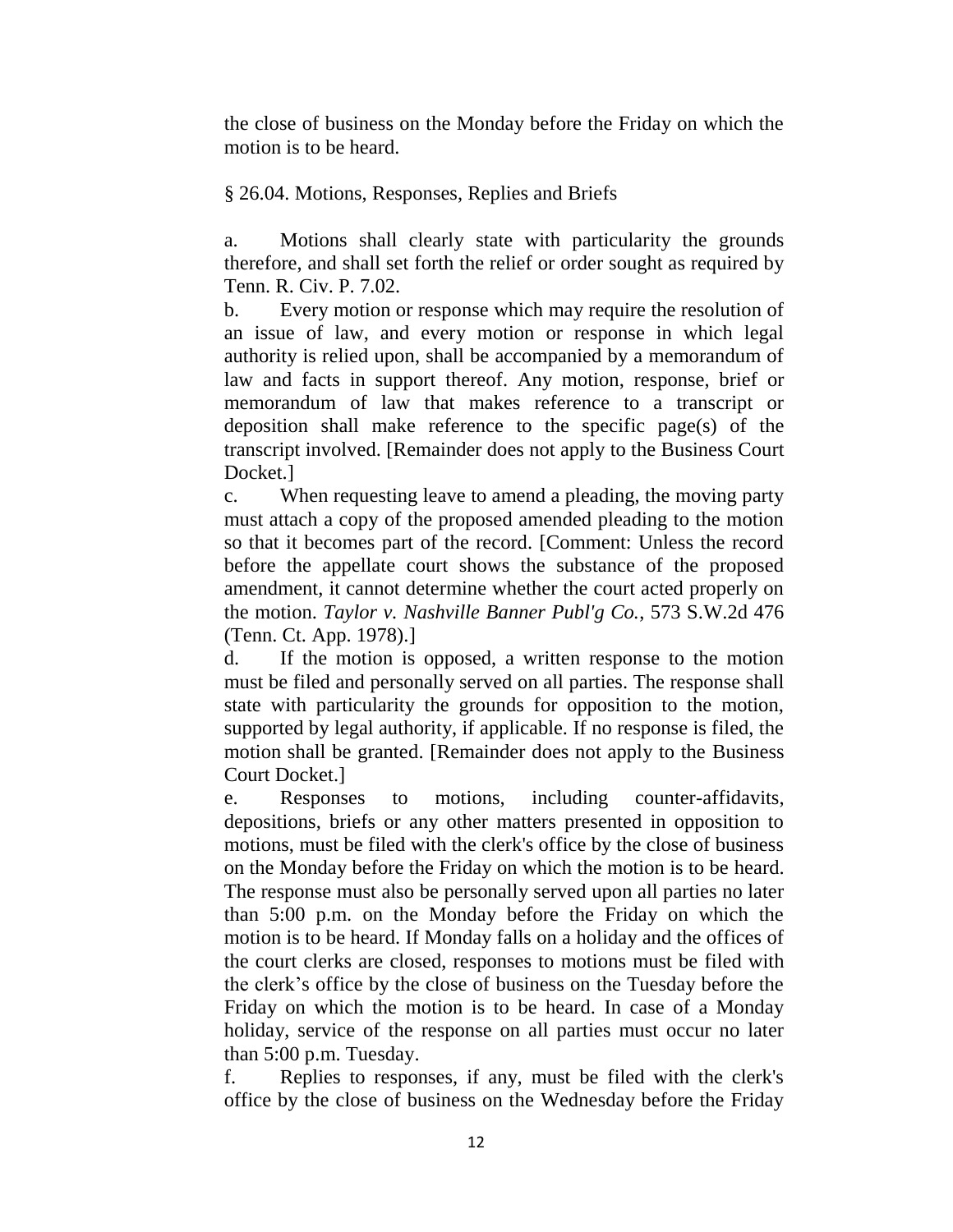the close of business on the Monday before the Friday on which the motion is to be heard.

§ 26.04. Motions, Responses, Replies and Briefs

a. Motions shall clearly state with particularity the grounds therefore, and shall set forth the relief or order sought as required by Tenn. R. Civ. P. 7.02.

b. Every motion or response which may require the resolution of an issue of law, and every motion or response in which legal authority is relied upon, shall be accompanied by a memorandum of law and facts in support thereof. Any motion, response, brief or memorandum of law that makes reference to a transcript or deposition shall make reference to the specific page(s) of the transcript involved. [Remainder does not apply to the Business Court Docket.]

c. When requesting leave to amend a pleading, the moving party must attach a copy of the proposed amended pleading to the motion so that it becomes part of the record. [Comment: Unless the record before the appellate court shows the substance of the proposed amendment, it cannot determine whether the court acted properly on the motion. *Taylor v. Nashville Banner Publ'g Co.*, 573 S.W.2d 476 (Tenn. Ct. App. 1978).]

d. If the motion is opposed, a written response to the motion must be filed and personally served on all parties. The response shall state with particularity the grounds for opposition to the motion, supported by legal authority, if applicable. If no response is filed, the motion shall be granted. [Remainder does not apply to the Business Court Docket.]

e. Responses to motions, including counter-affidavits, depositions, briefs or any other matters presented in opposition to motions, must be filed with the clerk's office by the close of business on the Monday before the Friday on which the motion is to be heard. The response must also be personally served upon all parties no later than 5:00 p.m. on the Monday before the Friday on which the motion is to be heard. If Monday falls on a holiday and the offices of the court clerks are closed, responses to motions must be filed with the clerk's office by the close of business on the Tuesday before the Friday on which the motion is to be heard. In case of a Monday holiday, service of the response on all parties must occur no later than 5:00 p.m. Tuesday.

f. Replies to responses, if any, must be filed with the clerk's office by the close of business on the Wednesday before the Friday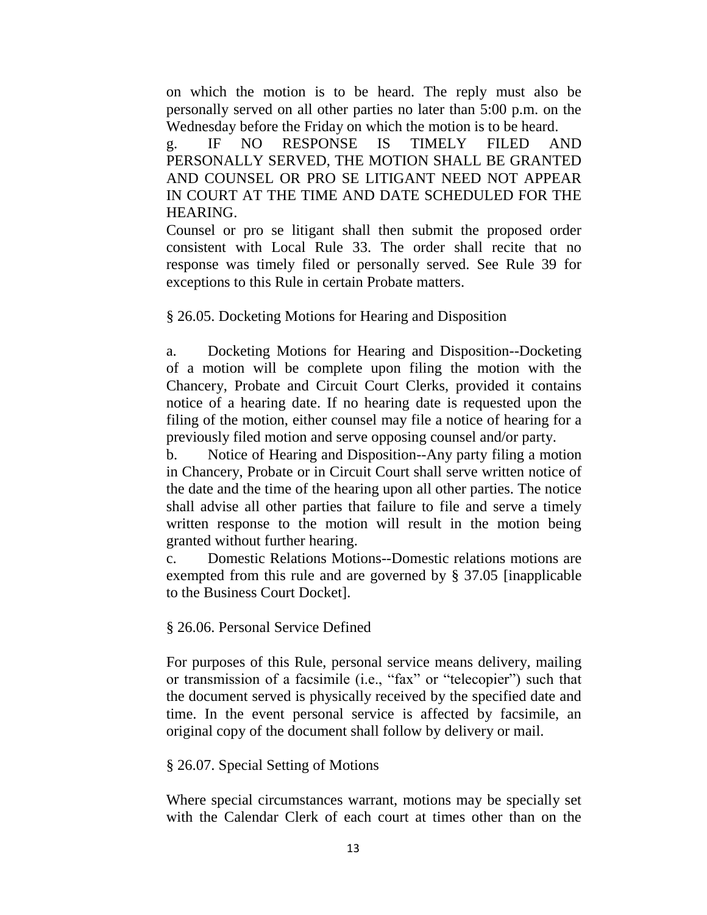on which the motion is to be heard. The reply must also be personally served on all other parties no later than 5:00 p.m. on the Wednesday before the Friday on which the motion is to be heard.

g. IF NO RESPONSE IS TIMELY FILED AND PERSONALLY SERVED, THE MOTION SHALL BE GRANTED AND COUNSEL OR PRO SE LITIGANT NEED NOT APPEAR IN COURT AT THE TIME AND DATE SCHEDULED FOR THE HEARING.

Counsel or pro se litigant shall then submit the proposed order consistent with Local Rule 33. The order shall recite that no response was timely filed or personally served. See Rule 39 for exceptions to this Rule in certain Probate matters.

§ 26.05. Docketing Motions for Hearing and Disposition

a. Docketing Motions for Hearing and Disposition--Docketing of a motion will be complete upon filing the motion with the Chancery, Probate and Circuit Court Clerks, provided it contains notice of a hearing date. If no hearing date is requested upon the filing of the motion, either counsel may file a notice of hearing for a previously filed motion and serve opposing counsel and/or party.

b. Notice of Hearing and Disposition--Any party filing a motion in Chancery, Probate or in Circuit Court shall serve written notice of the date and the time of the hearing upon all other parties. The notice shall advise all other parties that failure to file and serve a timely written response to the motion will result in the motion being granted without further hearing.

c. Domestic Relations Motions--Domestic relations motions are exempted from this rule and are governed by § 37.05 [inapplicable to the Business Court Docket].

§ 26.06. Personal Service Defined

For purposes of this Rule, personal service means delivery, mailing or transmission of a facsimile (i.e., "fax" or "telecopier") such that the document served is physically received by the specified date and time. In the event personal service is affected by facsimile, an original copy of the document shall follow by delivery or mail.

§ 26.07. Special Setting of Motions

Where special circumstances warrant, motions may be specially set with the Calendar Clerk of each court at times other than on the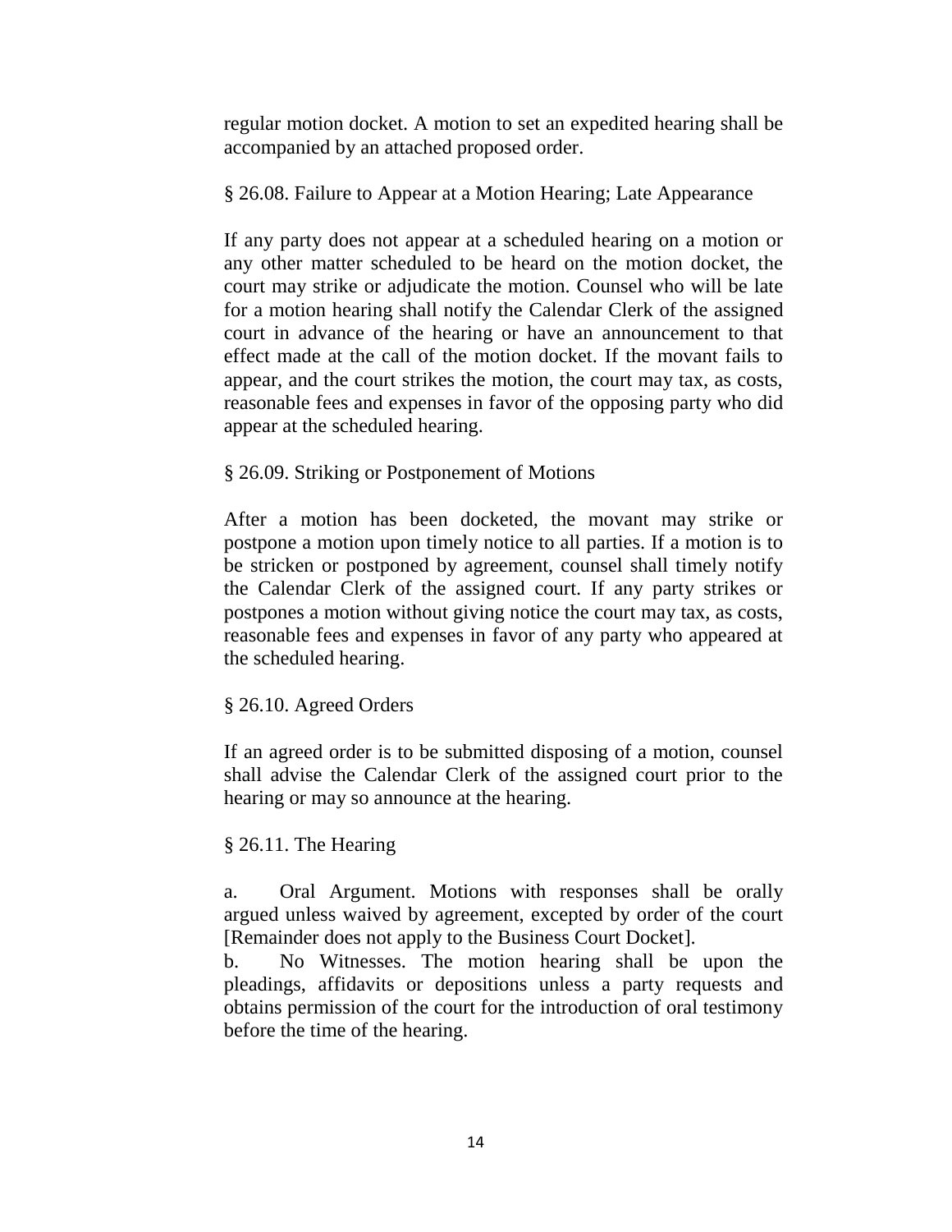regular motion docket. A motion to set an expedited hearing shall be accompanied by an attached proposed order.

§ 26.08. Failure to Appear at a Motion Hearing; Late Appearance

If any party does not appear at a scheduled hearing on a motion or any other matter scheduled to be heard on the motion docket, the court may strike or adjudicate the motion. Counsel who will be late for a motion hearing shall notify the Calendar Clerk of the assigned court in advance of the hearing or have an announcement to that effect made at the call of the motion docket. If the movant fails to appear, and the court strikes the motion, the court may tax, as costs, reasonable fees and expenses in favor of the opposing party who did appear at the scheduled hearing.

§ 26.09. Striking or Postponement of Motions

After a motion has been docketed, the movant may strike or postpone a motion upon timely notice to all parties. If a motion is to be stricken or postponed by agreement, counsel shall timely notify the Calendar Clerk of the assigned court. If any party strikes or postpones a motion without giving notice the court may tax, as costs, reasonable fees and expenses in favor of any party who appeared at the scheduled hearing.

§ 26.10. Agreed Orders

If an agreed order is to be submitted disposing of a motion, counsel shall advise the Calendar Clerk of the assigned court prior to the hearing or may so announce at the hearing.

§ 26.11. The Hearing

a. Oral Argument. Motions with responses shall be orally argued unless waived by agreement, excepted by order of the court [Remainder does not apply to the Business Court Docket].

b. No Witnesses. The motion hearing shall be upon the pleadings, affidavits or depositions unless a party requests and obtains permission of the court for the introduction of oral testimony before the time of the hearing.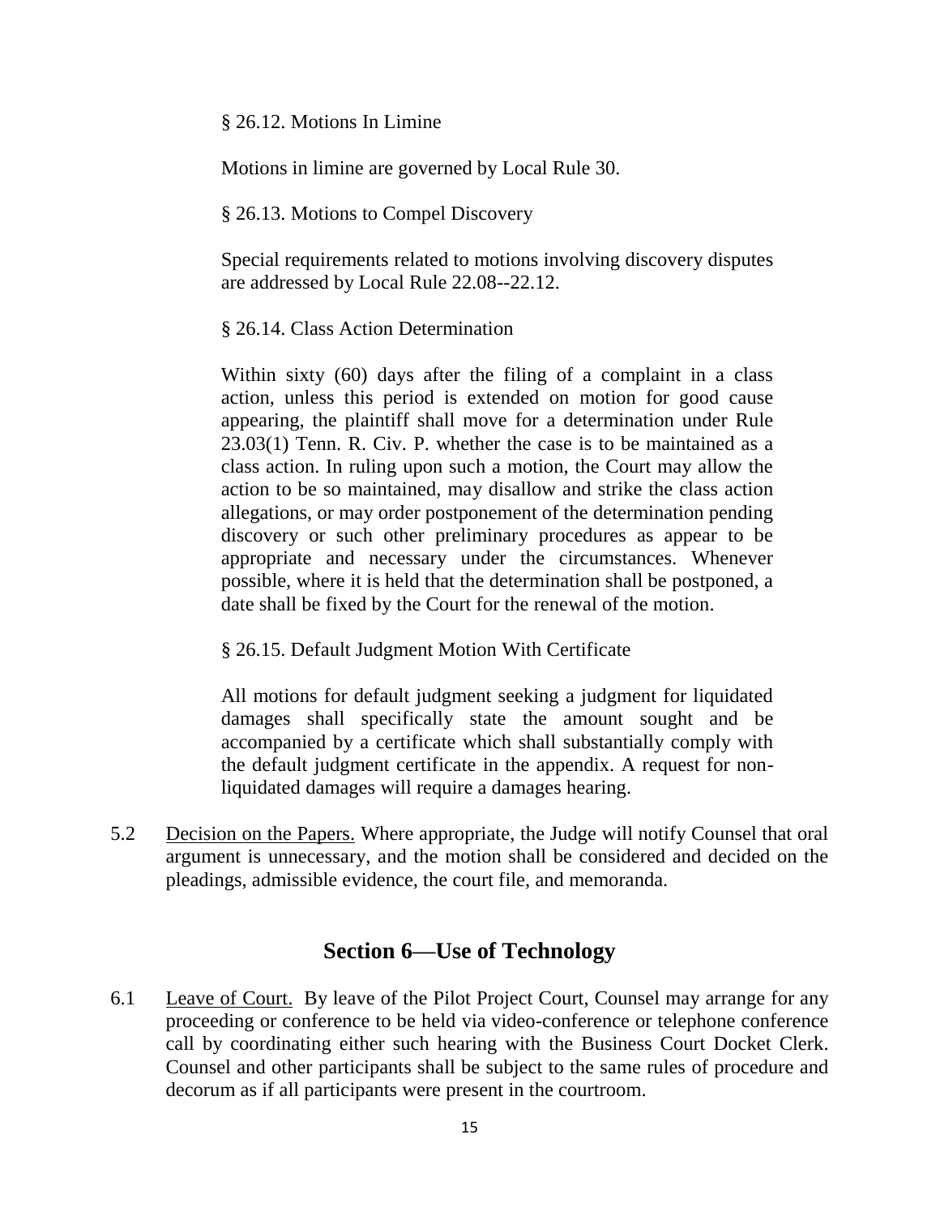§ 26.12. Motions In Limine

Motions in limine are governed by Local Rule 30.

§ 26.13. Motions to Compel Discovery

Special requirements related to motions involving discovery disputes are addressed by Local Rule 22.08--22.12.

§ 26.14. Class Action Determination

Within sixty (60) days after the filing of a complaint in a class action, unless this period is extended on motion for good cause appearing, the plaintiff shall move for a determination under Rule 23.03(1) Tenn. R. Civ. P. whether the case is to be maintained as a class action. In ruling upon such a motion, the Court may allow the action to be so maintained, may disallow and strike the class action allegations, or may order postponement of the determination pending discovery or such other preliminary procedures as appear to be appropriate and necessary under the circumstances. Whenever possible, where it is held that the determination shall be postponed, a date shall be fixed by the Court for the renewal of the motion.

§ 26.15. Default Judgment Motion With Certificate

All motions for default judgment seeking a judgment for liquidated damages shall specifically state the amount sought and be accompanied by a certificate which shall substantially comply with the default judgment certificate in the appendix. A request for non-liquidated damages will require a damages hearing.

5.2 Decision on the Papers. Where appropriate, the Judge will notify Counsel that oral argument is unnecessary, and the motion shall be considered and decided on the pleadings, admissible evidence, the court file, and memoranda.

## Section 6—Use of Technology

6.1 Leave of Court. By leave of the Pilot Project Court, Counsel may arrange for any proceeding or conference to be held via video-conference or telephone conference call by coordinating either such hearing with the Business Court Docket Clerk. Counsel and other participants shall be subject to the same rules of procedure and decorum as if all participants were present in the courtroom.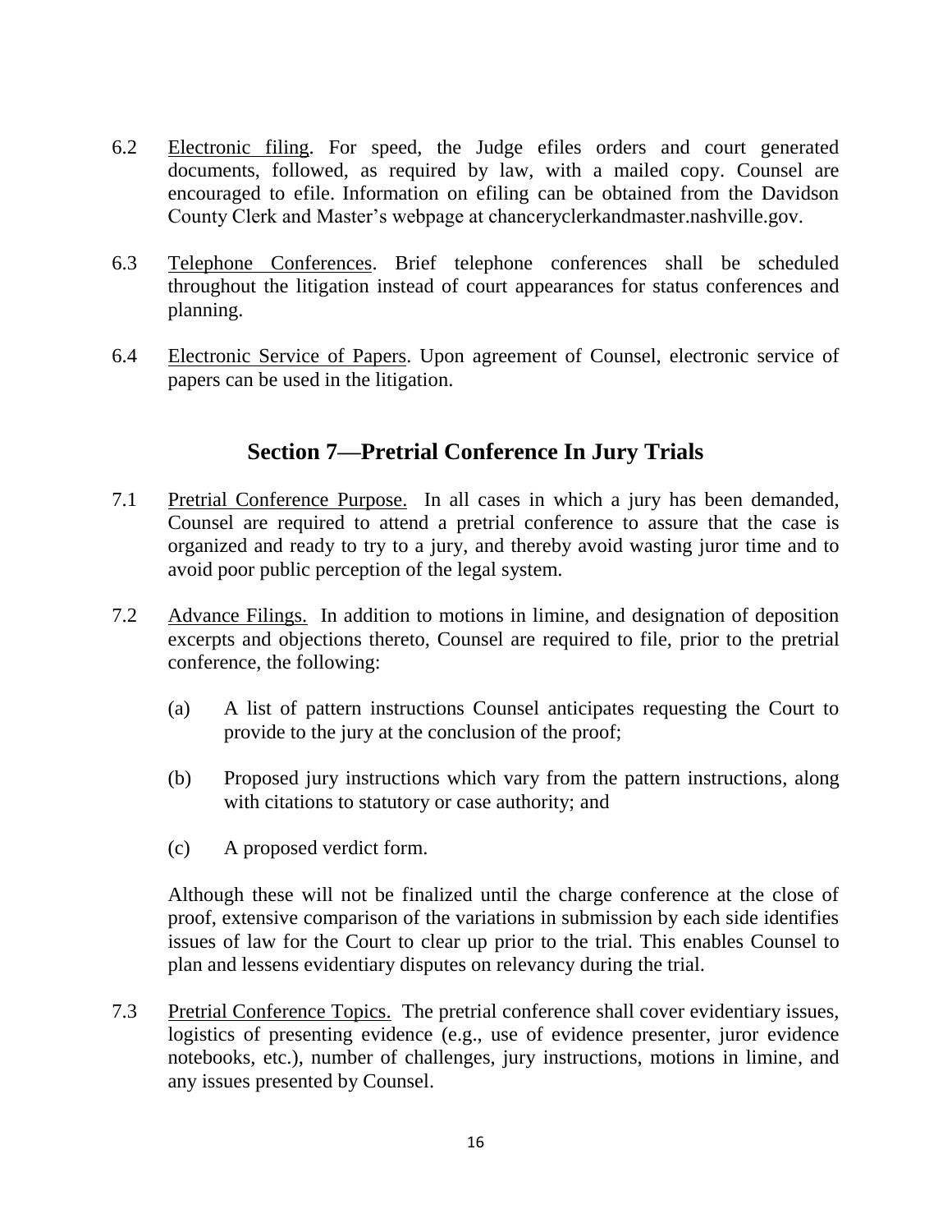6.2 Electronic filing. For speed, the Judge efiles orders and court generated documents, followed, as required by law, with a mailed copy. Counsel are encouraged to efile. Information on efiling can be obtained from the Davidson County Clerk and Master's webpage at chanceryclerkandmaster.nashville.gov.

6.3 Telephone Conferences. Brief telephone conferences shall be scheduled throughout the litigation instead of court appearances for status conferences and planning.

6.4 Electronic Service of Papers. Upon agreement of Counsel, electronic service of papers can be used in the litigation.

## Section 7—Pretrial Conference In Jury Trials

7.1 Pretrial Conference Purpose. In all cases in which a jury has been demanded, Counsel are required to attend a pretrial conference to assure that the case is organized and ready to try to a jury, and thereby avoid wasting juror time and to avoid poor public perception of the legal system.

7.2 Advance Filings. In addition to motions in limine, and designation of deposition excerpts and objections thereto, Counsel are required to file, prior to the pretrial conference, the following:

(a) A list of pattern instructions Counsel anticipates requesting the Court to provide to the jury at the conclusion of the proof;

(b) Proposed jury instructions which vary from the pattern instructions, along with citations to statutory or case authority; and

(c) A proposed verdict form.

Although these will not be finalized until the charge conference at the close of proof, extensive comparison of the variations in submission by each side identifies issues of law for the Court to clear up prior to the trial. This enables Counsel to plan and lessens evidentiary disputes on relevancy during the trial.

7.3 Pretrial Conference Topics. The pretrial conference shall cover evidentiary issues, logistics of presenting evidence (e.g., use of evidence presenter, juror evidence notebooks, etc.), number of challenges, jury instructions, motions in limine, and any issues presented by Counsel.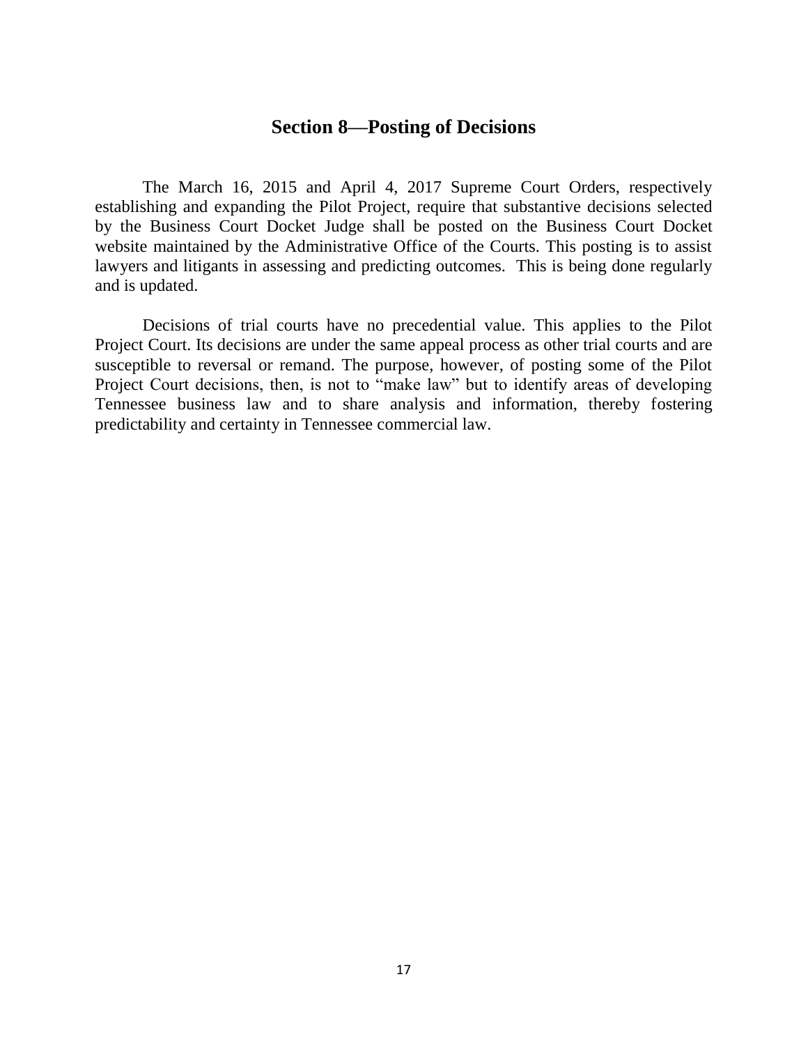## Section 8—Posting of Decisions

The March 16, 2015 and April 4, 2017 Supreme Court Orders, respectively establishing and expanding the Pilot Project, require that substantive decisions selected by the Business Court Docket Judge shall be posted on the Business Court Docket website maintained by the Administrative Office of the Courts. This posting is to assist lawyers and litigants in assessing and predicting outcomes. This is being done regularly and is updated.

Decisions of trial courts have no precedential value. This applies to the Pilot Project Court. Its decisions are under the same appeal process as other trial courts and are susceptible to reversal or remand. The purpose, however, of posting some of the Pilot Project Court decisions, then, is not to "make law" but to identify areas of developing Tennessee business law and to share analysis and information, thereby fostering predictability and certainty in Tennessee commercial law.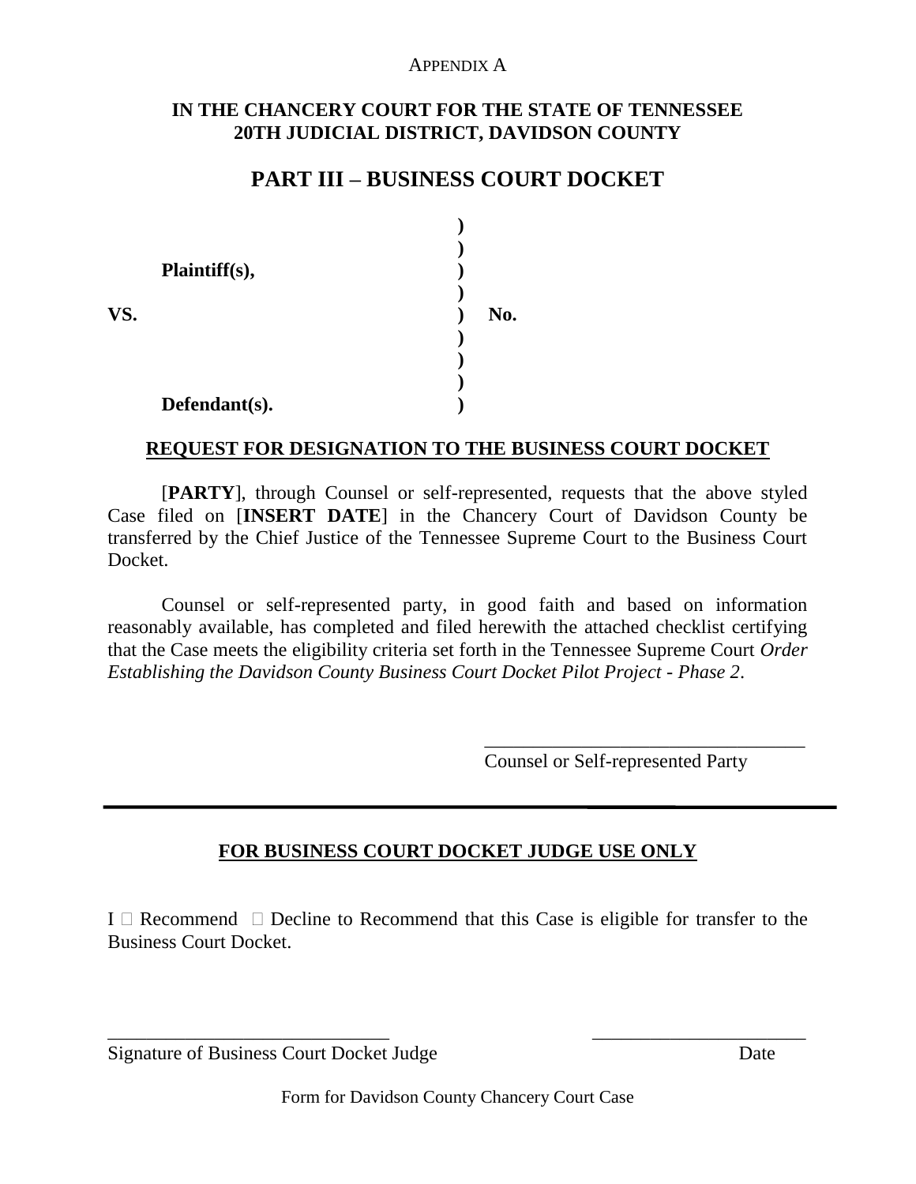APPENDIX A

**IN THE CHANCERY COURT FOR THE STATE OF TENNESSEE**
**20TH JUDICIAL DISTRICT, DAVIDSON COUNTY**

## PART III – BUSINESS COURT DOCKET

| | | |
|---|---|---|
| | ) | |
| | ) | |
| **Plaintiff(s),** | ) | |
| | ) | |
| **VS.** | ) | **No.** |
| | ) | |
| | ) | |
| | ) | |
| **Defendant(s).** | ) | |

**REQUEST FOR DESIGNATION TO THE BUSINESS COURT DOCKET**

[**PARTY**], through Counsel or self-represented, requests that the above styled Case filed on [**INSERT DATE**] in the Chancery Court of Davidson County be transferred by the Chief Justice of the Tennessee Supreme Court to the Business Court Docket.

Counsel or self-represented party, in good faith and based on information reasonably available, has completed and filed herewith the attached checklist certifying that the Case meets the eligibility criteria set forth in the Tennessee Supreme Court *Order Establishing the Davidson County Business Court Docket Pilot Project - Phase 2*.

\_\_\_\_\_\_\_\_\_\_\_\_\_\_\_\_\_\_\_\_\_\_\_\_\_\_\_\_\_\_\_\_\_\_
Counsel or Self-represented Party

---

**FOR BUSINESS COURT DOCKET JUDGE USE ONLY**

I ☐ Recommend ☐ Decline to Recommend that this Case is eligible for transfer to the Business Court Docket.

\_\_\_\_\_\_\_\_\_\_\_\_\_\_\_\_\_\_\_\_\_\_\_\_\_\_\_\_\_\_ \_\_\_\_\_\_\_\_\_\_\_\_\_\_\_\_\_\_\_\_\_\_
Signature of Business Court Docket Judge Date

Form for Davidson County Chancery Court Case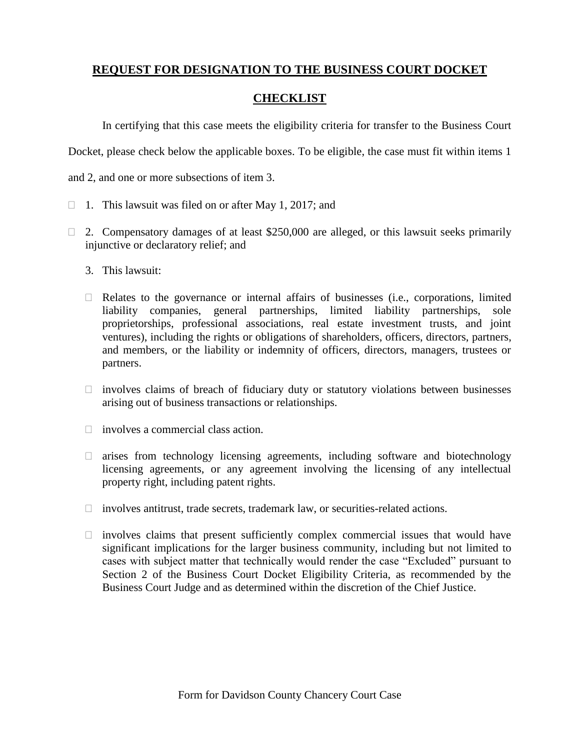## REQUEST FOR DESIGNATION TO THE BUSINESS COURT DOCKET

## CHECKLIST

In certifying that this case meets the eligibility criteria for transfer to the Business Court Docket, please check below the applicable boxes. To be eligible, the case must fit within items 1 and 2, and one or more subsections of item 3.

☐ 1. This lawsuit was filed on or after May 1, 2017; and

☐ 2. Compensatory damages of at least $250,000 are alleged, or this lawsuit seeks primarily injunctive or declaratory relief; and

3. This lawsuit:

   ☐ Relates to the governance or internal affairs of businesses (i.e., corporations, limited liability companies, general partnerships, limited liability partnerships, sole proprietorships, professional associations, real estate investment trusts, and joint ventures), including the rights or obligations of shareholders, officers, directors, partners, and members, or the liability or indemnity of officers, directors, managers, trustees or partners.

   ☐ involves claims of breach of fiduciary duty or statutory violations between businesses arising out of business transactions or relationships.

   ☐ involves a commercial class action.

   ☐ arises from technology licensing agreements, including software and biotechnology licensing agreements, or any agreement involving the licensing of any intellectual property right, including patent rights.

   ☐ involves antitrust, trade secrets, trademark law, or securities-related actions.

   ☐ involves claims that present sufficiently complex commercial issues that would have significant implications for the larger business community, including but not limited to cases with subject matter that technically would render the case "Excluded" pursuant to Section 2 of the Business Court Docket Eligibility Criteria, as recommended by the Business Court Judge and as determined within the discretion of the Chief Justice.

Form for Davidson County Chancery Court Case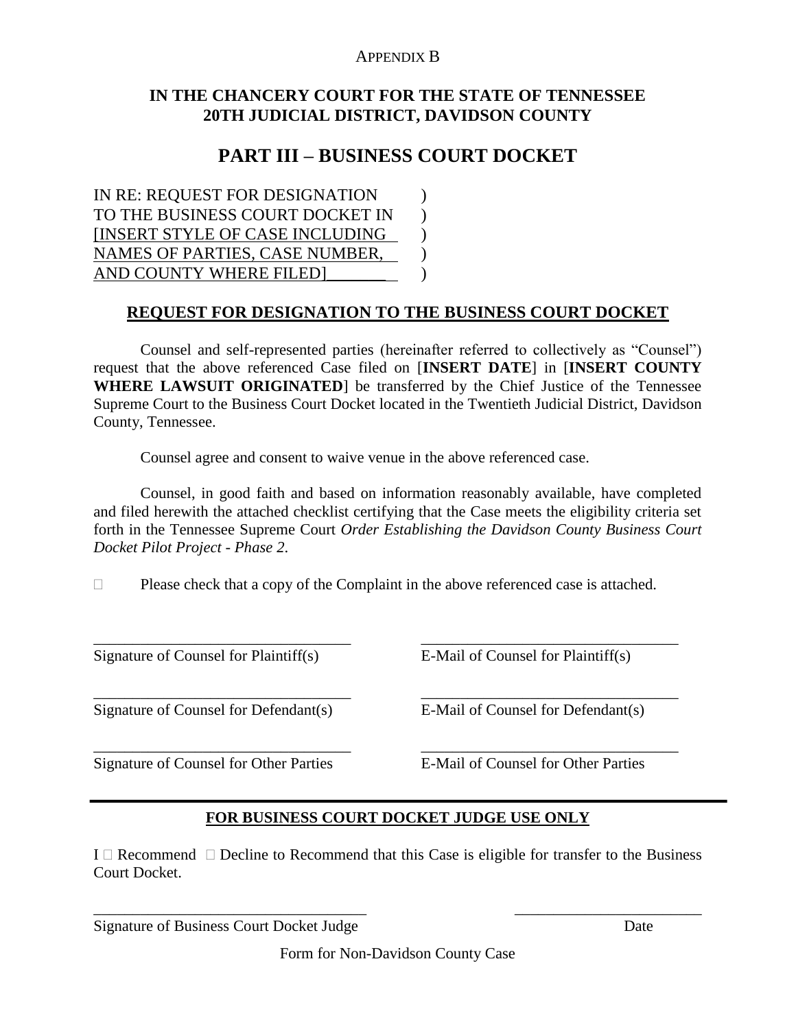APPENDIX B

**IN THE CHANCERY COURT FOR THE STATE OF TENNESSEE**
**20TH JUDICIAL DISTRICT, DAVIDSON COUNTY**

## PART III – BUSINESS COURT DOCKET

IN RE: REQUEST FOR DESIGNATION )
TO THE BUSINESS COURT DOCKET IN )
[INSERT STYLE OF CASE INCLUDING )
NAMES OF PARTIES, CASE NUMBER, )
AND COUNTY WHERE FILED]_______ )

**REQUEST FOR DESIGNATION TO THE BUSINESS COURT DOCKET**

Counsel and self-represented parties (hereinafter referred to collectively as "Counsel") request that the above referenced Case filed on [**INSERT DATE**] in [**INSERT COUNTY WHERE LAWSUIT ORIGINATED**] be transferred by the Chief Justice of the Tennessee Supreme Court to the Business Court Docket located in the Twentieth Judicial District, Davidson County, Tennessee.

Counsel agree and consent to waive venue in the above referenced case.

Counsel, in good faith and based on information reasonably available, have completed and filed herewith the attached checklist certifying that the Case meets the eligibility criteria set forth in the Tennessee Supreme Court *Order Establishing the Davidson County Business Court Docket Pilot Project - Phase 2*.

☐ Please check that a copy of the Complaint in the above referenced case is attached.

| | |
|---|---|
| ______________________________ | ______________________________ |
| Signature of Counsel for Plaintiff(s) | E-Mail of Counsel for Plaintiff(s) |
| ______________________________ | ______________________________ |
| Signature of Counsel for Defendant(s) | E-Mail of Counsel for Defendant(s) |
| ______________________________ | ______________________________ |
| Signature of Counsel for Other Parties | E-Mail of Counsel for Other Parties |

---

**FOR BUSINESS COURT DOCKET JUDGE USE ONLY**

I ☐ Recommend ☐ Decline to Recommend that this Case is eligible for transfer to the Business Court Docket.

| | |
|---|---|
| ______________________________ | ______________________ |
| Signature of Business Court Docket Judge | Date |

Form for Non-Davidson County Case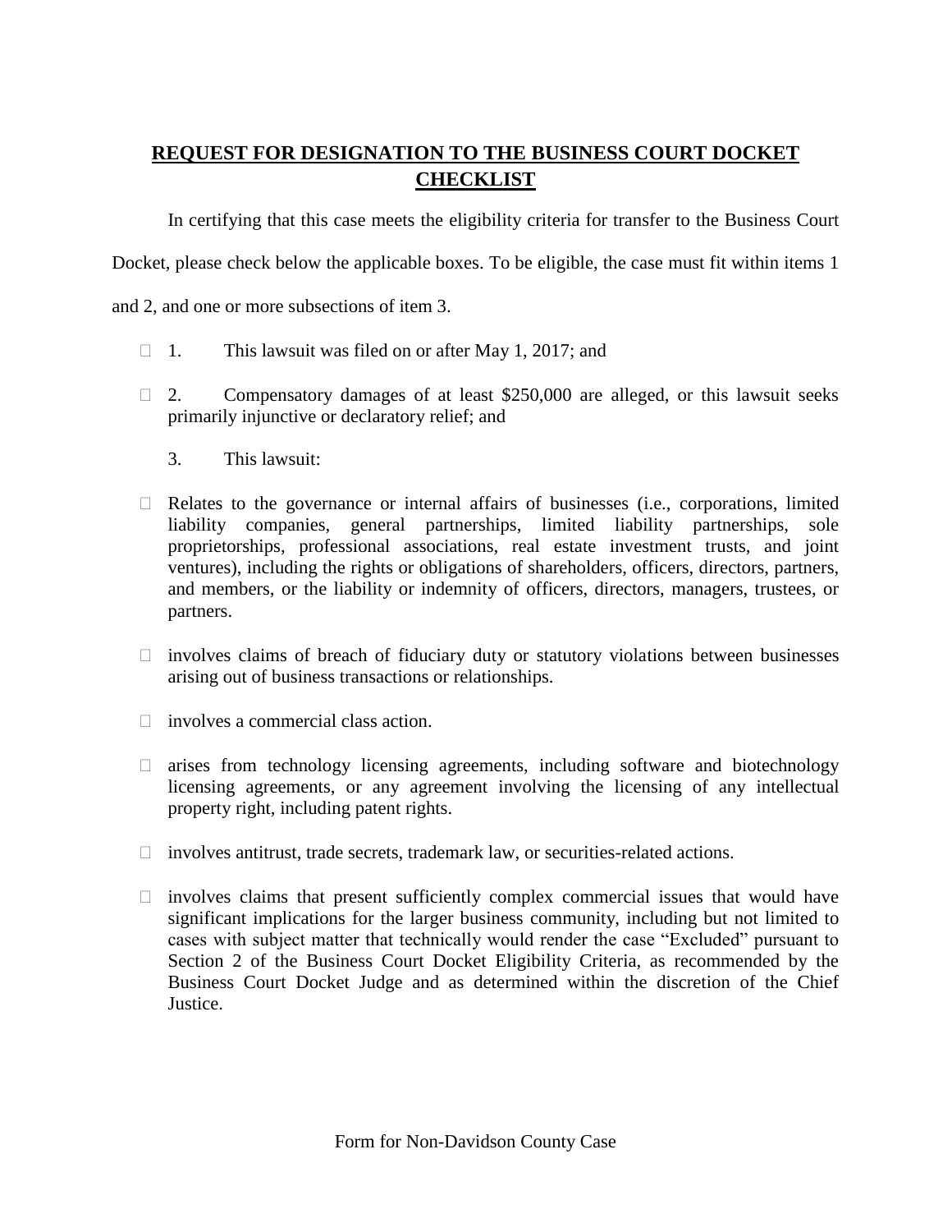# REQUEST FOR DESIGNATION TO THE BUSINESS COURT DOCKET CHECKLIST

In certifying that this case meets the eligibility criteria for transfer to the Business Court Docket, please check below the applicable boxes. To be eligible, the case must fit within items 1 and 2, and one or more subsections of item 3.

- ☐ 1. This lawsuit was filed on or after May 1, 2017; and
- ☐ 2. Compensatory damages of at least $250,000 are alleged, or this lawsuit seeks primarily injunctive or declaratory relief; and

3. This lawsuit:

- ☐ Relates to the governance or internal affairs of businesses (i.e., corporations, limited liability companies, general partnerships, limited liability partnerships, sole proprietorships, professional associations, real estate investment trusts, and joint ventures), including the rights or obligations of shareholders, officers, directors, partners, and members, or the liability or indemnity of officers, directors, managers, trustees, or partners.
- ☐ involves claims of breach of fiduciary duty or statutory violations between businesses arising out of business transactions or relationships.
- ☐ involves a commercial class action.
- ☐ arises from technology licensing agreements, including software and biotechnology licensing agreements, or any agreement involving the licensing of any intellectual property right, including patent rights.
- ☐ involves antitrust, trade secrets, trademark law, or securities-related actions.
- ☐ involves claims that present sufficiently complex commercial issues that would have significant implications for the larger business community, including but not limited to cases with subject matter that technically would render the case "Excluded" pursuant to Section 2 of the Business Court Docket Eligibility Criteria, as recommended by the Business Court Docket Judge and as determined within the discretion of the Chief Justice.

Form for Non-Davidson County Case